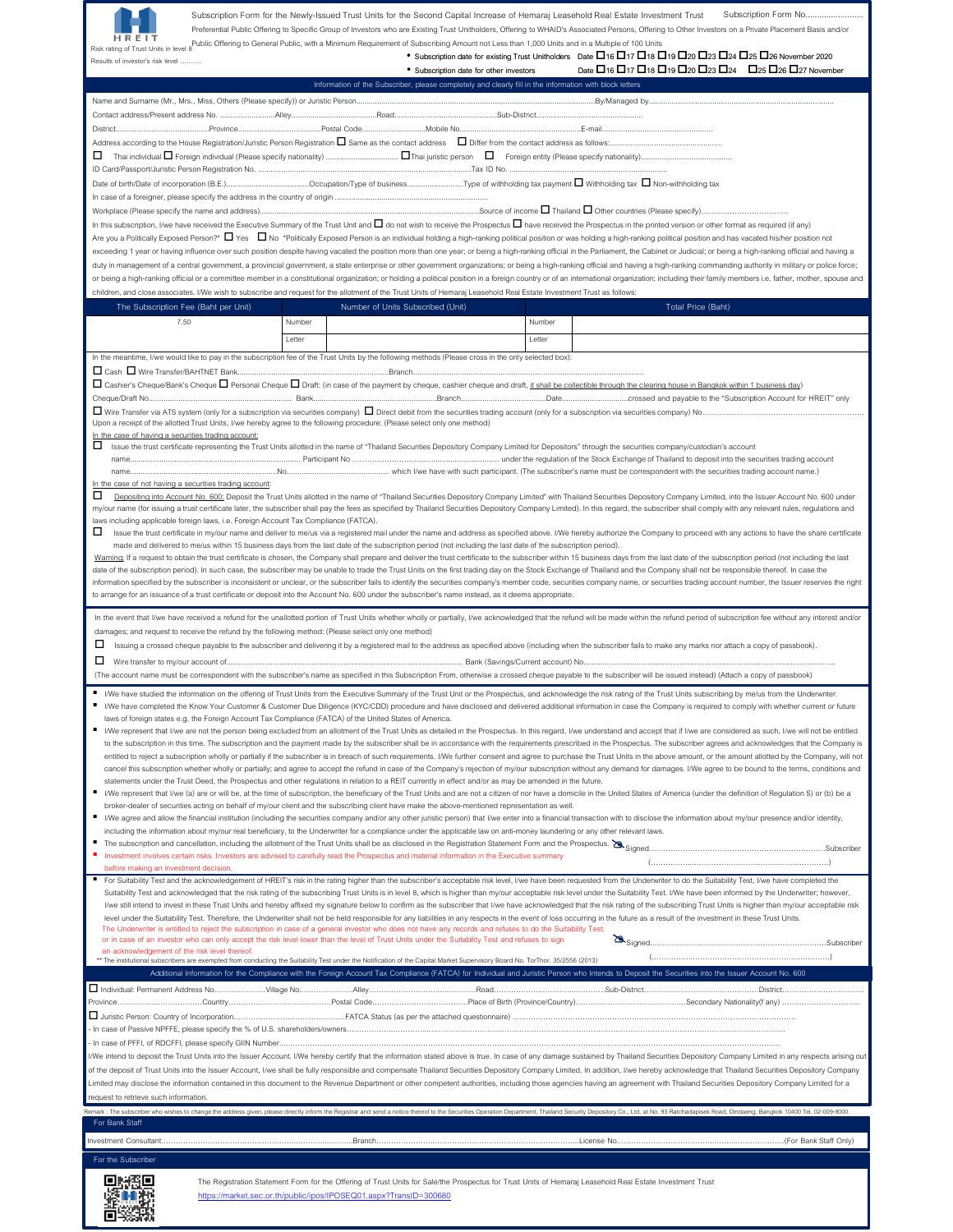HREIT

Risk rating of Trust Units in level 8

Results of investor's risk level ..........

Subscription Form for the Newly-Issued Trust Units for the Second Capital Increase of Hemaraj Leasehold Real Estate Investment Trust Subscription Form No.........................

Preferential Public Offering to Specific Group of Investors who are Existing Trust Unitholders, Offering to WHAID's Associated Persons, Offering to Other Investors on a Private Placement Basis and/or Public Offering to General Public, with a Minimum Requirement of Subscribing Amount not Less than 1,000 Units and in a Multiple of 100 Units

- Subscription date for existing Trust Unitholders Date ☐16 ☐17 ☐18 ☐19 ☐20 ☐23 ☐24 ☐25 ☐26 November 2020
- Subscription date for other investors Date ☐16 ☐17 ☐18 ☐19 ☐20 ☐23 ☐24 ☐25 ☐26 ☐27 November

**Information of the Subscriber, please completely and clearly fill in the information with block letters**

Name and Surname (Mr., Mrs., Miss, Others (Please specify)) or Juristic Person.......................................................................................................By/Managed by......................................................................................

Contact address/Present address No. ..........................Alley..........................................Road..................................................Sub-District....................................................

District..............................................Province........................................Postal Code..............................Mobile No.................................................E-mail.....................................................

Address according to the House Registration/Juristic Person Registration ☐ Same as the contact address ☐ Differ from the contact address as follows:......................................................

☐ Thai individual ☐ Foreign individual (Please specify nationality) .................................. ☐ Thai juristic person ☐ Foreign entity (Please specify nationality)...........................................

ID Card/Passport/Juristic Person Registration No. ......................................................................................Tax ID No. ..........................................................

Date of birth/Date of incorporation (B.E.).......................................Occupation/Type of business..........................Type of withholding tax payment ☐ Withholding tax ☐ Non-withholding tax

In case of a foreigner, please specify the address in the country of origin ..........................................................

Workplace (Please specify the name and address)..................................................................................Source of income ☐ Thailand ☐ Other countries (Please specify)...................................

In this subscription, I/we have received the Executive Summary of the Trust Unit and ☐ do not wish to receive the Prospectus ☐ have received the Prospectus in the printed version or other format as required (if any)

Are you a Politically Exposed Person?* ☐ Yes ☐ No *Politically Exposed Person is an individual holding a high-ranking political position or was holding a high-ranking political position and has vacated his/her position not exceeding 1 year or having influence over such position despite having vacated the position more than one year; or being a high-ranking official in the Parliament, the Cabinet or Judicial; or being a high-ranking official and having a duty in management of a central government, a provincial government, a state enterprise or other government organizations; or being a high-ranking official and having a high-ranking commanding authority in military or police force; or being a high-ranking official or a committee member in a constitutional organization; or holding a political position in a foreign country or of an international organization; including their family members i.e. father, mother, spouse and children, and close associates. I/We wish to subscribe and request for the allotment of the Trust Units of Hemaraj Leasehold Real Estate Investment Trust as follows:

| The Subscription Fee (Baht per Unit) | Number of Units Subscribed (Unit) | | Total Price (Baht) | |
|---|---|---|---|---|
| 7.50 | Number | | Number | |
| | Letter | | Letter | |

In the meantime, I/we would like to pay in the subscription fee of the Trust Units by the following methods (Please cross in the only selected box):

☐ Cash ☐ Wire Transfer/BAHTNET Bank.............................................................Branch...........................................................................................................................

☐ Cashier's Cheque/Bank's Cheque ☐ Personal Cheque ☐ Draft: (in case of the payment by cheque, cashier cheque and draft, it shall be collectible through the clearing house in Bangkok within 1 business day)

Cheque/Draft No.......................................................... Bank...........................................................Branch........................................Date..............................crossed and payable to the "Subscription Account for HREIT" only

☐ Wire Transfer via ATS system (only for a subscription via securities company) ☐ Direct debit from the securities trading account (only for a subscription via securities company) No...................................................

Upon a receipt of the allotted Trust Units, I/We hereby agree to the following procedure: (Please select only one method)

In the case of having a securities trading account:

☐ Issue the trust certificate representing the Trust Units allotted in the name of "Thailand Securities Depository Company Limited for Depositors" through the securities company/custodian's account name.................................................................. Participant No ............................................................ under the regulation of the Stock Exchange of Thailand to deposit into the securities trading account name..............................................................No................................................ which I/we have with such participant. (The subscriber's name must be correspondent with the securities trading account name.)

In the case of not having a securities trading account:

☐ Depositing into Account No. 600: Deposit the Trust Units allotted in the name of "Thailand Securities Depository Company Limited" with Thailand Securities Depository Company Limited, into the Issuer Account No. 600 under my/our name (for issuing a trust certificate later, the subscriber shall pay the fees as specified by Thailand Securities Depository Company Limited). In this regard, the subscriber shall comply with any relevant rules, regulations and laws including applicable foreign laws, i.e. Foreign Account Tax Compliance (FATCA).

☐ Issue the trust certificate in my/our name and deliver to me/us via a registered mail under the name and address as specified above. I/We hereby authorize the Company to proceed with any actions to have the share certificate made and delivered to me/us within 15 business days from the last date of the subscription period (not including the last date of the subscription period).

Warning: If a request to obtain the trust certificate is chosen, the Company shall prepare and deliver the trust certificate to the subscriber within 15 business days from the last date of the subscription period (not including the last date of the subscription period). In such case, the subscriber may be unable to trade the Trust Units on the first trading day on the Stock Exchange of Thailand and the Company shall not be responsible thereof. In case the information specified by the subscriber is inconsistent or unclear, or the subscriber fails to identify the securities company's member code, securities company name, or securities trading account number, the Issuer reserves the right to arrange for an issuance of a trust certificate or deposit into the Account No. 600 under the subscriber's name instead, as it deems appropriate.

In the event that I/we have received a refund for the unallotted portion of Trust Units whether wholly or partially, I/we acknowledged that the refund will be made within the refund period of subscription fee without any interest and/or damages; and request to receive the refund by the following method: (Please select only one method)

☐ Issuing a crossed cheque payable to the subscriber and delivering it by a registered mail to the address as specified above (including when the subscriber fails to make any marks nor attach a copy of passbook).

☐ Wire transfer to my/our account of...................................................................................................... Bank (Savings/Current account) No..............................................................................

(The account name must be correspondent with the subscriber's name as specified in this Subscription From, otherwise a crossed cheque payable to the subscriber will be issued instead) (Attach a copy of passbook)

- I/We have studied the information on the offering of Trust Units from the Executive Summary of the Trust Unit or the Prospectus, and acknowledge the risk rating of the Trust Units subscribing by me/us from the Underwriter.
- I/We have completed the Know Your Customer & Customer Due Diligence (KYC/CDD) procedure and have disclosed and delivered additional information in case the Company is required to comply with whether current or future laws of foreign states e.g. the Foreign Account Tax Compliance (FATCA) of the United States of America.
- I/We represent that I/we are not the person being excluded from an allotment of the Trust Units as detailed in the Prospectus. In this regard, I/we understand and accept that if I/we are considered as such, I/we will not be entitled to the subscription in this time. The subscription and the payment made by the subscriber shall be in accordance with the requirements prescribed in the Prospectus. The subscriber agrees and acknowledges that the Company is entitled to reject a subscription wholly or partially if the subscriber is in breach of such requirements. I/We further consent and agree to purchase the Trust Units in the above amount, or the amount allotted by the Company, will not cancel this subscription whether wholly or partially; and agree to accept the refund in case of the Company's rejection of my/our subscription without any demand for damages. I/We agree to be bound to the terms, conditions and statements under the Trust Deed, the Prospectus and other regulations in relation to a REIT currently in effect and/or as may be amended in the future.
- I/We represent that I/we (a) are or will be, at the time of subscription, the beneficiary of the Trust Units and are not a citizen of nor have a domicile in the United States of America (under the definition of Regulation S) or (b) be a broker-dealer of securities acting on behalf of my/our client and the subscribing client have make the above-mentioned representation as well.
- I/We agree and allow the financial institution (including the securities company and/or any other juristic person) that I/we enter into a financial transaction with to disclose the information about my/our presence and/or identity, including the information about my/our real beneficiary, to the Underwriter for a compliance under the applicable law on anti-money laundering or any other relevant laws.
- The subscription and cancellation, including the allotment of the Trust Units shall be as disclosed in the Registration Statement Form and the Prospectus.
- Investment involves certain risks. Investors are advised to carefully read the Prospectus and material information in the Executive summary before making an investment decision.

Signed........................................................................Subscriber
(.......................................................................)

- For Suitability Test and the acknowledgement of HREIT's risk in the rating higher than the subscriber's acceptable risk level, I/we have been requested from the Underwriter to do the Suitability Test, I/we have completed the Suitability Test and acknowledged that the risk rating of the subscribing Trust Units is in level 8, which is higher than my/our acceptable risk level under the Suitability Test. I/We have been informed by the Underwriter; however, I/we still intend to invest in these Trust Units and hereby affixed my signature below to confirm as the subscriber that I/we have acknowledged that the risk rating of the subscribing Trust Units is higher than my/our acceptable risk level under the Suitability Test. Therefore, the Underwriter shall not be held responsible for any liabilities in any respects in the event of loss occurring in the future as a result of the investment in these Trust Units.

The Underwriter is entitled to reject the subscription in case of a general investor who does not have any records and refuses to do the Suitability Test; or in case of an investor who can only accept the risk level lower than the level of Trust Units under the Suitability Test and refuses to sign an acknowledgement of the risk level thereof.

Signed........................................................................Subscriber
(.......................................................................)

** The institutional subscribers are exempted from conducting the Suitability Test under the Notification of the Capital Market Supervisory Board No. TorThor. 35/2556 (2013)

**Additional Information for the Compliance with the Foreign Account Tax Compliance (FATCA) for Individual and Juristic Person who Intends to Deposit the Securities into the Issuer Account No. 600**

☐ Individual: Permanent Address No......................Village No......................Alley..............................Road...............................................Sub-District.............................................District.................................

Province....................................Country...................................Postal Code.......................................Place of Birth (Province/Country)..............................................Secondary Nationality(f any) ................................

☐ Juristic Person: Country of Incorporation...............................................FATCA Status (as per the attached questionnaire) ..........................................................................................

- In case of Passive NPFFE, please specify the % of U.S. shareholders/owners..............................................................................................................................................

- In case of PFFI, of RDCFFI, please specify GIIN Number........................................................................................................................................................................

I/We intend to deposit the Trust Units into the Issuer Account. I/We hereby certify that the information stated above is true. In case of any damage sustained by Thailand Securities Depository Company Limited in any respects arising out of the deposit of Trust Units into the Issuer Account, I/we shall be fully responsible and compensate Thailand Securities Depository Company Limited. In addition, I/we hereby acknowledge that Thailand Securities Depository Company Limited may disclose the information contained in this document to the Revenue Department or other competent authorities, including those agencies having an agreement with Thailand Securities Depository Company Limited for a request to retrieve such information.

Remark : The subscriber who wishes to change the address given, please directly inform the Registrar and send a notice thereof to the Securities Operation Department, Thailand Security Depository Co., Ltd. at No. 93 Ratchadapisek Road, Dindaeng, Bangkok 10400 Tel. 02-009-9000.

**For Bank Staff**

Investment Consultant................................................................................Branch.............................................................................License No.................................................................(For Bank Staff Only)

**For the Subscriber**

The Registration Statement Form for the Offering of Trust Units for Sale/the Prospectus for Trust Units of Hemaraj Leasehold Real Estate Investment Trust

https://market.sec.or.th/public/ipos/IPOSEQ01.aspx?TransID=300680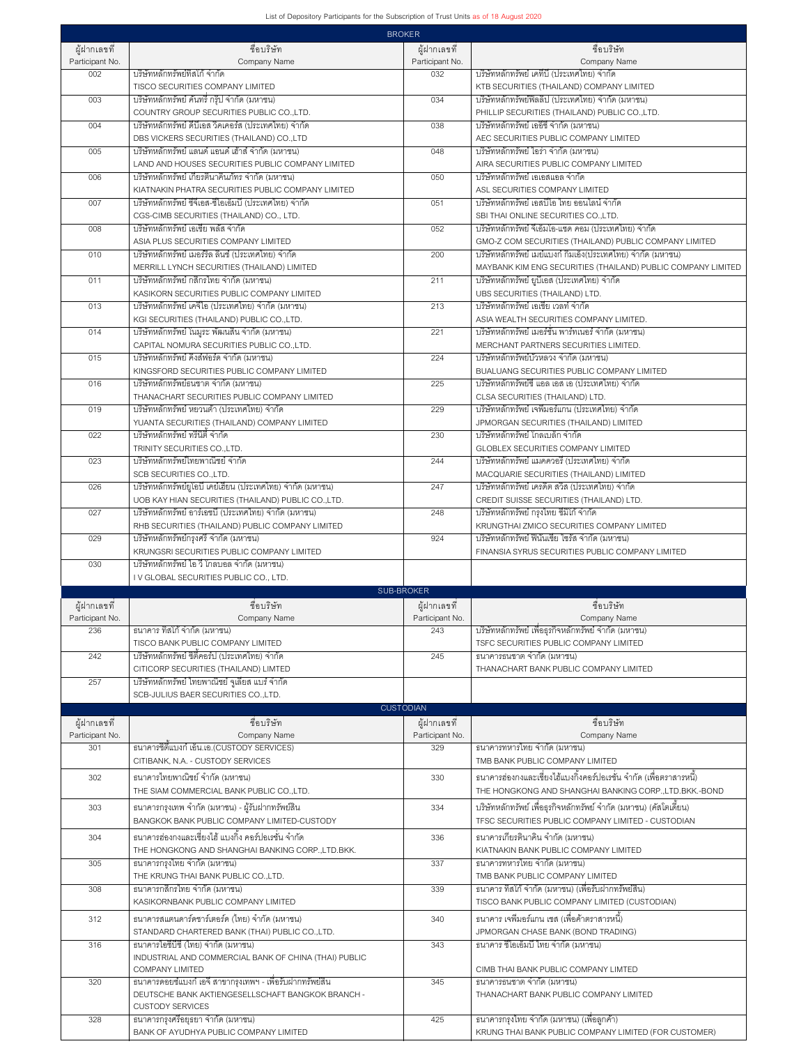List of Depository Participants for the Subscription of Trust Units as of 18 August 2020

## BROKER

| ผู้ฝากเลขที่ Participant No. | ชื่อบริษัท Company Name | ผู้ฝากเลขที่ Participant No. | ชื่อบริษัท Company Name |
|---|---|---|---|
| 002 | บริษัทหลักทรัพย์ทิสโก้ จำกัด TISCO SECURITIES COMPANY LIMITED | 032 | บริษัทหลักทรัพย์ เคทีบี (ประเทศไทย) จำกัด KTB SECURITIES (THAILAND) COMPANY LIMITED |
| 003 | บริษัทหลักทรัพย์ คันทรี่ กรุ๊ป จำกัด (มหาชน) COUNTRY GROUP SECURITIES PUBLIC CO.,LTD. | 034 | บริษัทหลักทรัพย์ฟิลลิป (ประเทศไทย) จำกัด (มหาชน) PHILLIP SECURITIES (THAILAND) PUBLIC CO.,LTD. |
| 004 | บริษัทหลักทรัพย์ ดีบีเอส วิคเคอร์ส (ประเทศไทย) จำกัด DBS VICKERS SECURITIES (THAILAND) CO.,LTD | 038 | บริษัทหลักทรัพย์ เออีซี จำกัด (มหาชน) AEC SECURITIES PUBLIC COMPANY LIMITED |
| 005 | บริษัทหลักทรัพย์ แลนด์ แอนด์ เฮ้าส์ จำกัด (มหาชน) LAND AND HOUSES SECURITIES PUBLIC COMPANY LIMITED | 048 | บริษัทหลักทรัพย์ ไอร่า จำกัด (มหาชน) AIRA SECURITIES PUBLIC COMPANY LIMITED |
| 006 | บริษัทหลักทรัพย์ เกียรตินาคินภัทร จำกัด (มหาชน) KIATNAKIN PHATRA SECURITIES PUBLIC COMPANY LIMITED | 050 | บริษัทหลักทรัพย์ เอเอสแอล จำกัด ASL SECURITIES COMPANY LIMITED |
| 007 | บริษัทหลักทรัพย์ ซีจีเอส-ซีไอเอ็มบี (ประเทศไทย) จำกัด CGS-CIMB SECURITIES (THAILAND) CO., LTD. | 051 | บริษัทหลักทรัพย์ เอสบีไอ ไทย ออนไลน์ จำกัด SBI THAI ONLINE SECURITIES CO.,LTD. |
| 008 | บริษัทหลักทรัพย์ เอเซีย พลัส จำกัด ASIA PLUS SECURITIES COMPANY LIMITED | 052 | บริษัทหลักทรัพย์ จีเอ็มโอ-แซด คอม (ประเทศไทย) จำกัด GMO-Z COM SECURITIES (THAILAND) PUBLIC COMPANY LIMITED |
| 010 | บริษัทหลักทรัพย์ เมอร์ริล ลินช์ (ประเทศไทย) จำกัด MERRILL LYNCH SECURITIES (THAILAND) LIMITED | 200 | บริษัทหลักทรัพย์ เมย์แบงก์ กิมเอ็ง(ประเทศไทย) จำกัด (มหาชน) MAYBANK KIM ENG SECURITIES (THAILAND) PUBLIC COMPANY LIMITED |
| 011 | บริษัทหลักทรัพย์ กสิกรไทย จำกัด (มหาชน) KASIKORN SECURITIES PUBLIC COMPANY LIMITED | 211 | บริษัทหลักทรัพย์ ยูบีเอส (ประเทศไทย) จำกัด UBS SECURITIES (THAILAND) LTD. |
| 013 | บริษัทหลักทรัพย์ เคจีไอ (ประเทศไทย) จำกัด (มหาชน) KGI SECURITIES (THAILAND) PUBLIC CO.,LTD. | 213 | บริษัทหลักทรัพย์ เอเซีย เวลท์ จำกัด ASIA WEALTH SECURITIES COMPANY LIMITED. |
| 014 | บริษัทหลักทรัพย์ โนมูระ พัฒนสิน จำกัด (มหาชน) CAPITAL NOMURA SECURITIES PUBLIC CO.,LTD. | 221 | บริษัทหลักทรัพย์ เมอร์ชั่น พาร์ทเนอร์ จำกัด (มหาชน) MERCHANT PARTNERS SECURITIES LIMITED. |
| 015 | บริษัทหลักทรัพย์ คิงส์ฟอร์ด จำกัด (มหาชน) KINGSFORD SECURITIES PUBLIC COMPANY LIMITED | 224 | บริษัทหลักทรัพย์บัวหลวง จำกัด (มหาชน) BUALUANG SECURITIES PUBLIC COMPANY LIMITED |
| 016 | บริษัทหลักทรัพย์ธนชาต จำกัด (มหาชน) THANACHART SECURITIES PUBLIC COMPANY LIMITED | 225 | บริษัทหลักทรัพย์ซี แอล เอส เอ (ประเทศไทย) จำกัด CLSA SECURITIES (THAILAND) LTD. |
| 019 | บริษัทหลักทรัพย์ หยวนต้า (ประเทศไทย) จำกัด YUANTA SECURITIES (THAILAND) COMPANY LIMITED | 229 | บริษัทหลักทรัพย์ เจพีมอร์แกน (ประเทศไทย) จำกัด JPMORGAN SECURITIES (THAILAND) LIMITED |
| 022 | บริษัทหลักทรัพย์ ทรีนีตี้ จำกัด TRINITY SECURITIES CO.,LTD. | 230 | บริษัทหลักทรัพย์ โกลเบล็ก จำกัด GLOBLEX SECURITIES COMPANY LIMITED |
| 023 | บริษัทหลักทรัพย์ไทยพาณิชย์ จำกัด SCB SECURITIES CO.,LTD. | 244 | บริษัทหลักทรัพย์ แมคควอรี (ประเทศไทย) จำกัด MACQUARIE SECURITIES (THAILAND) LIMITED |
| 026 | บริษัทหลักทรัพย์ยูโอบี เคย์เฮียน (ประเทศไทย) จำกัด (มหาชน) UOB KAY HIAN SECURITIES (THAILAND) PUBLIC CO.,LTD. | 247 | บริษัทหลักทรัพย์ เครดิต สวิส (ประเทศไทย) จำกัด CREDIT SUISSE SECURITIES (THAILAND) LTD. |
| 027 | บริษัทหลักทรัพย์ อาร์เอชบี (ประเทศไทย) จำกัด (มหาชน) RHB SECURITIES (THAILAND) PUBLIC COMPANY LIMITED | 248 | บริษัทหลักทรัพย์ กรุงไทย ซีมิโก้ จำกัด KRUNGTHAI ZMICO SECURITIES COMPANY LIMITED |
| 029 | บริษัทหลักทรัพย์กรุงศรี จำกัด (มหาชน) KRUNGSRI SECURITIES PUBLIC COMPANY LIMITED | 924 | บริษัทหลักทรัพย์ ฟินันเซีย ไซรัส จำกัด (มหาชน) FINANSIA SYRUS SECURITIES PUBLIC COMPANY LIMITED |
| 030 | บริษัทหลักทรัพย์ ไอ วี โกลบอล จำกัด (มหาชน) I V GLOBAL SECURITIES PUBLIC CO., LTD. | | |

## SUB-BROKER

| ผู้ฝากเลขที่ Participant No. | ชื่อบริษัท Company Name | ผู้ฝากเลขที่ Participant No. | ชื่อบริษัท Company Name |
|---|---|---|---|
| 236 | ธนาคาร ทิสโก้ จำกัด (มหาชน) TISCO BANK PUBLIC COMPANY LIMITED | 243 | บริษัทหลักทรัพย์ เพื่อธุรกิจหลักทรัพย์ จำกัด (มหาชน) TSFC SECURITIES PUBLIC COMPANY LIMITED |
| 242 | บริษัทหลักทรัพย์ ซิตี้คอร์ป (ประเทศไทย) จำกัด CITICORP SECURITIES (THAILAND) LIMITED | 245 | ธนาคารธนชาต จำกัด (มหาชน) THANACHART BANK PUBLIC COMPANY LIMITED |
| 257 | บริษัทหลักทรัพย์ ไทยพาณิชย์ จูเลียส แบร์ จำกัด SCB-JULIUS BAER SECURITIES CO.,LTD. | | |

## CUSTODIAN

| ผู้ฝากเลขที่ Participant No. | ชื่อบริษัท Company Name | ผู้ฝากเลขที่ Participant No. | ชื่อบริษัท Company Name |
|---|---|---|---|
| 301 | ธนาคารซิตี้แบงก์ เอ็น.เอ.(CUSTODY SERVICES) CITIBANK, N.A. - CUSTODY SERVICES | 329 | ธนาคารทหารไทย จำกัด (มหาชน) TMB BANK PUBLIC COMPANY LIMITED |
| 302 | ธนาคารไทยพาณิชย์ จำกัด (มหาชน) THE SIAM COMMERCIAL BANK PUBLIC CO.,LTD. | 330 | ธนาคารฮ่องกงและเซี่ยงไฮ้แบงกิ้งคอร์ปอเรชั่น จำกัด (เพื่อตราสารหนี้) THE HONGKONG AND SHANGHAI BANKING CORP.,LTD.BKK.-BOND |
| 303 | ธนาคารกรุงเทพ จำกัด (มหาชน) - ผู้รับฝากทรัพย์สิน BANGKOK BANK PUBLIC COMPANY LIMITED-CUSTODY | 334 | บริษัทหลักทรัพย์ เพื่อธุรกิจหลักทรัพย์ จำกัด (มหาชน) (คัสโตเดี้ยน) TFSC SECURITIES PUBLIC COMPANY LIMITED - CUSTODIAN |
| 304 | ธนาคารฮ่องกงและเซี่ยงไฮ้ แบงกิ้ง คอร์ปอเรชั่น จำกัด THE HONGKONG AND SHANGHAI BANKING CORP.,LTD.BKK. | 336 | ธนาคารเกียรตินาคิน จำกัด (มหาชน) KIATNAKIN BANK PUBLIC COMPANY LIMITED |
| 305 | ธนาคารกรุงไทย จำกัด (มหาชน) THE KRUNG THAI BANK PUBLIC CO.,LTD. | 337 | ธนาคารทหารไทย จำกัด (มหาชน) TMB BANK PUBLIC COMPANY LIMITED |
| 308 | ธนาคารกสิกรไทย จำกัด (มหาชน) KASIKORNBANK PUBLIC COMPANY LIMITED | 339 | ธนาคาร ทิสโก้ จำกัด (มหาชน) (เพื่อรับฝากทรัพย์สิน) TISCO BANK PUBLIC COMPANY LIMITED (CUSTODIAN) |
| 312 | ธนาคารสแตนดาร์ดชาร์เตอร์ด (ไทย) จำกัด (มหาชน) STANDARD CHARTERED BANK (THAI) PUBLIC CO.,LTD. | 340 | ธนาคาร เจพีมอร์แกน เชส (เพื่อค้าตราสารหนี้) JPMORGAN CHASE BANK (BOND TRADING) |
| 316 | ธนาคารไอซีบีซี (ไทย) จำกัด (มหาชน) INDUSTRIAL AND COMMERCIAL BANK OF CHINA (THAI) PUBLIC COMPANY LIMITED | 343 | ธนาคาร ซีไอเอ็มบี ไทย จำกัด (มหาชน) CIMB THAI BANK PUBLIC COMPANY LIMTED |
| 320 | ธนาคารดอยซ์แบงก์ เอจี สาขากรุงเทพฯ - เพื่อรับฝากทรัพย์สิน DEUTSCHE BANK AKTIENGESELLSCHAFT BANGKOK BRANCH - CUSTODY SERVICES | 345 | ธนาคารธนชาต จำกัด (มหาชน) THANACHART BANK PUBLIC COMPANY LIMITED |
| 328 | ธนาคารกรุงศรีอยุธยา จำกัด (มหาชน) BANK OF AYUDHYA PUBLIC COMPANY LIMITED | 425 | ธนาคารกรุงไทย จำกัด (มหาชน) (เพื่อลูกค้า) KRUNG THAI BANK PUBLIC COMPANY LIMITED (FOR CUSTOMER) |